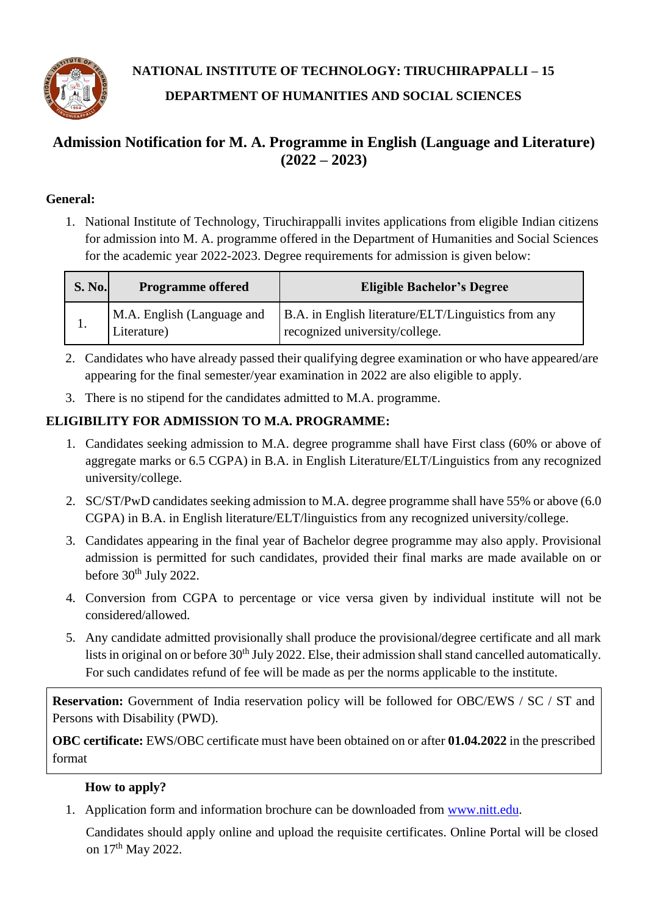**NATIONAL INSTITUTE OF TECHNOLOGY: TIRUCHIRAPPALLI – 15**

**DEPARTMENT OF HUMANITIES AND SOCIAL SCIENCES**

# Admission Notification for M. A. Programme in English (Language and Literature) (2022 – 2023)

**General:**

1. National Institute of Technology, Tiruchirappalli invites applications from eligible Indian citizens for admission into M. A. programme offered in the Department of Humanities and Social Sciences for the academic year 2022-2023. Degree requirements for admission is given below:

| S. No. | Programme offered | Eligible Bachelor's Degree |
|---|---|---|
| 1. | M.A. English (Language and Literature) | B.A. in English literature/ELT/Linguistics from any recognized university/college. |

2. Candidates who have already passed their qualifying degree examination or who have appeared/are appearing for the final semester/year examination in 2022 are also eligible to apply.
3. There is no stipend for the candidates admitted to M.A. programme.

**ELIGIBILITY FOR ADMISSION TO M.A. PROGRAMME:**

1. Candidates seeking admission to M.A. degree programme shall have First class (60% or above of aggregate marks or 6.5 CGPA) in B.A. in English Literature/ELT/Linguistics from any recognized university/college.
2. SC/ST/PwD candidates seeking admission to M.A. degree programme shall have 55% or above (6.0 CGPA) in B.A. in English literature/ELT/linguistics from any recognized university/college.
3. Candidates appearing in the final year of Bachelor degree programme may also apply. Provisional admission is permitted for such candidates, provided their final marks are made available on or before 30th July 2022.
4. Conversion from CGPA to percentage or vice versa given by individual institute will not be considered/allowed.
5. Any candidate admitted provisionally shall produce the provisional/degree certificate and all mark lists in original on or before 30th July 2022. Else, their admission shall stand cancelled automatically. For such candidates refund of fee will be made as per the norms applicable to the institute.

**Reservation:** Government of India reservation policy will be followed for OBC/EWS / SC / ST and Persons with Disability (PWD).

**OBC certificate:** EWS/OBC certificate must have been obtained on or after **01.04.2022** in the prescribed format

**How to apply?**

1. Application form and information brochure can be downloaded from www.nitt.edu.

   Candidates should apply online and upload the requisite certificates. Online Portal will be closed on 17th May 2022.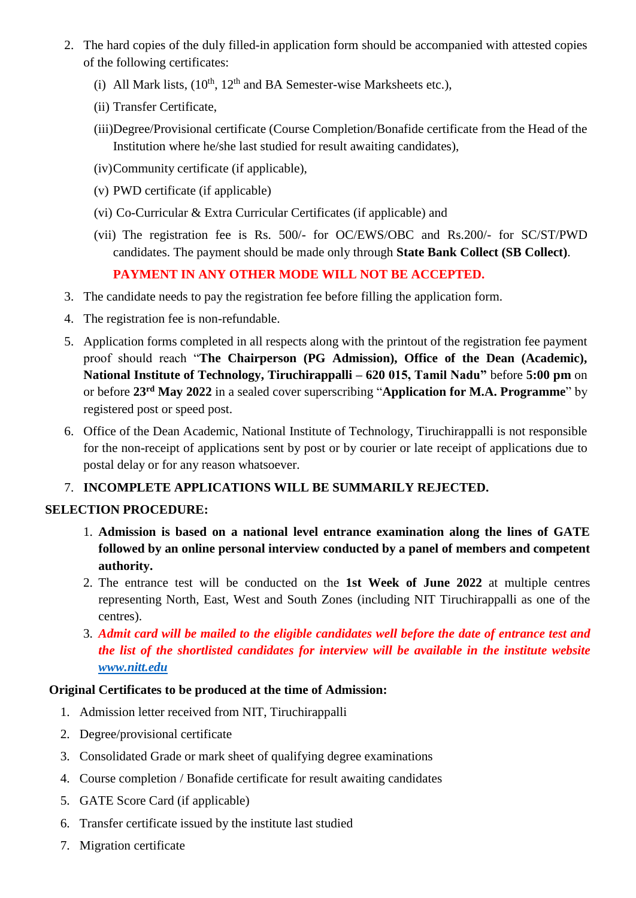2. The hard copies of the duly filled-in application form should be accompanied with attested copies of the following certificates:

   (i) All Mark lists, (10th, 12th and BA Semester-wise Marksheets etc.),

   (ii) Transfer Certificate,

   (iii) Degree/Provisional certificate (Course Completion/Bonafide certificate from the Head of the Institution where he/she last studied for result awaiting candidates),

   (iv) Community certificate (if applicable),

   (v) PWD certificate (if applicable)

   (vi) Co-Curricular & Extra Curricular Certificates (if applicable) and

   (vii) The registration fee is Rs. 500/- for OC/EWS/OBC and Rs.200/- for SC/ST/PWD candidates. The payment should be made only through **State Bank Collect (SB Collect)**.

   **PAYMENT IN ANY OTHER MODE WILL NOT BE ACCEPTED.**

3. The candidate needs to pay the registration fee before filling the application form.
4. The registration fee is non-refundable.
5. Application forms completed in all respects along with the printout of the registration fee payment proof should reach "**The Chairperson (PG Admission), Office of the Dean (Academic), National Institute of Technology, Tiruchirappalli – 620 015, Tamil Nadu"** before **5:00 pm** on or before **23rd May 2022** in a sealed cover superscribing "**Application for M.A. Programme**" by registered post or speed post.
6. Office of the Dean Academic, National Institute of Technology, Tiruchirappalli is not responsible for the non-receipt of applications sent by post or by courier or late receipt of applications due to postal delay or for any reason whatsoever.
7. **INCOMPLETE APPLICATIONS WILL BE SUMMARILY REJECTED.**

**SELECTION PROCEDURE:**

1. **Admission is based on a national level entrance examination along the lines of GATE followed by an online personal interview conducted by a panel of members and competent authority.**
2. The entrance test will be conducted on the **1st Week of June 2022** at multiple centres representing North, East, West and South Zones (including NIT Tiruchirappalli as one of the centres).
3. ***Admit card will be mailed to the eligible candidates well before the date of entrance test and the list of the shortlisted candidates for interview will be available in the institute website www.nitt.edu***

**Original Certificates to be produced at the time of Admission:**

1. Admission letter received from NIT, Tiruchirappalli
2. Degree/provisional certificate
3. Consolidated Grade or mark sheet of qualifying degree examinations
4. Course completion / Bonafide certificate for result awaiting candidates
5. GATE Score Card (if applicable)
6. Transfer certificate issued by the institute last studied
7. Migration certificate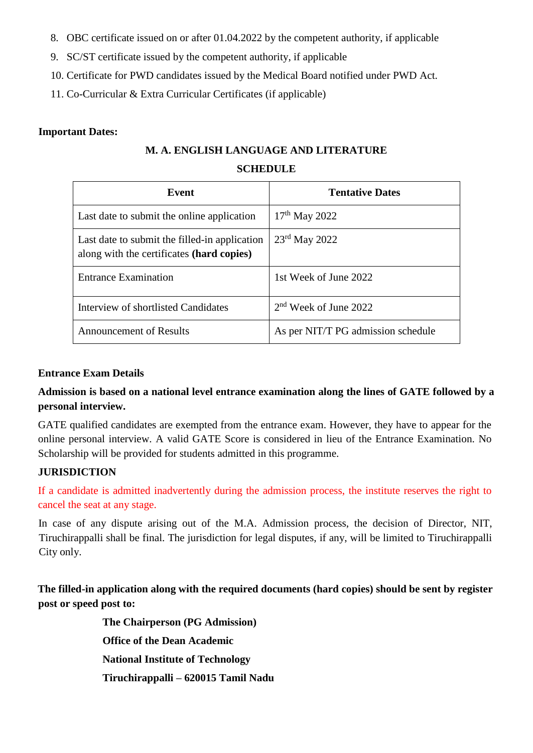8. OBC certificate issued on or after 01.04.2022 by the competent authority, if applicable
9. SC/ST certificate issued by the competent authority, if applicable
10. Certificate for PWD candidates issued by the Medical Board notified under PWD Act.
11. Co-Curricular & Extra Curricular Certificates (if applicable)

**Important Dates:**

**M. A. ENGLISH LANGUAGE AND LITERATURE**

**SCHEDULE**

| Event | Tentative Dates |
|---|---|
| Last date to submit the online application | 17th May 2022 |
| Last date to submit the filled-in application along with the certificates **(hard copies)** | 23rd May 2022 |
| Entrance Examination | 1st Week of June 2022 |
| Interview of shortlisted Candidates | 2nd Week of June 2022 |
| Announcement of Results | As per NIT/T PG admission schedule |

**Entrance Exam Details**

**Admission is based on a national level entrance examination along the lines of GATE followed by a personal interview.**

GATE qualified candidates are exempted from the entrance exam. However, they have to appear for the online personal interview. A valid GATE Score is considered in lieu of the Entrance Examination. No Scholarship will be provided for students admitted in this programme.

**JURISDICTION**

If a candidate is admitted inadvertently during the admission process, the institute reserves the right to cancel the seat at any stage.

In case of any dispute arising out of the M.A. Admission process, the decision of Director, NIT, Tiruchirappalli shall be final. The jurisdiction for legal disputes, if any, will be limited to Tiruchirappalli City only.

**The filled-in application along with the required documents (hard copies) should be sent by register post or speed post to:**

**The Chairperson (PG Admission)**
**Office of the Dean Academic**
**National Institute of Technology**
**Tiruchirappalli – 620015 Tamil Nadu**